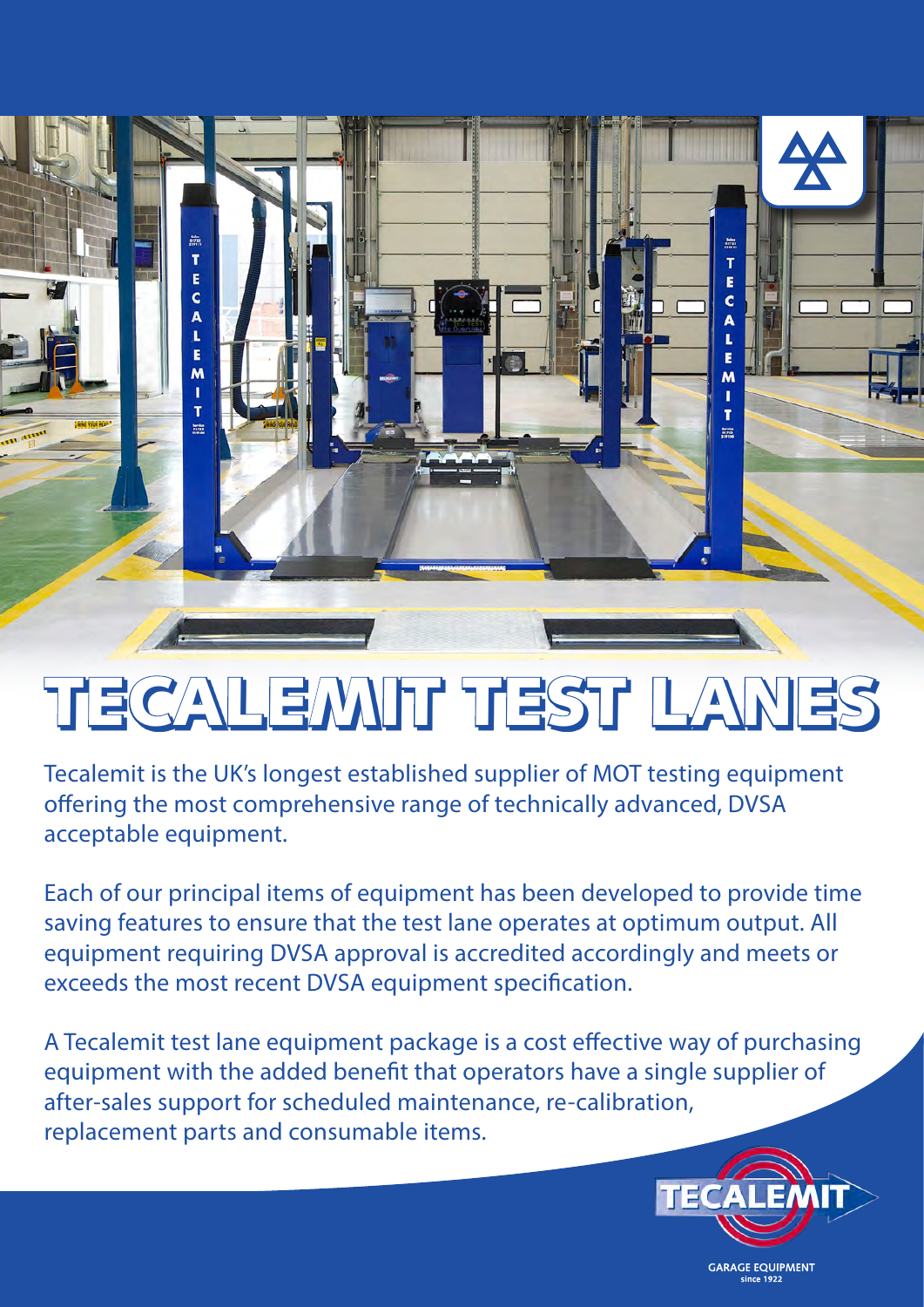# TECALEMIT TEST LANES

Tecalemit is the UK's longest established supplier of MOT testing equipment offering the most comprehensive range of technically advanced, DVSA acceptable equipment.

Each of our principal items of equipment has been developed to provide time saving features to ensure that the test lane operates at optimum output. All equipment requiring DVSA approval is accredited accordingly and meets or exceeds the most recent DVSA equipment specification.

A Tecalemit test lane equipment package is a cost effective way of purchasing equipment with the added benefit that operators have a single supplier of after-sales support for scheduled maintenance, re-calibration, replacement parts and consumable items.

TECALEMIT

GARAGE EQUIPMENT
since 1922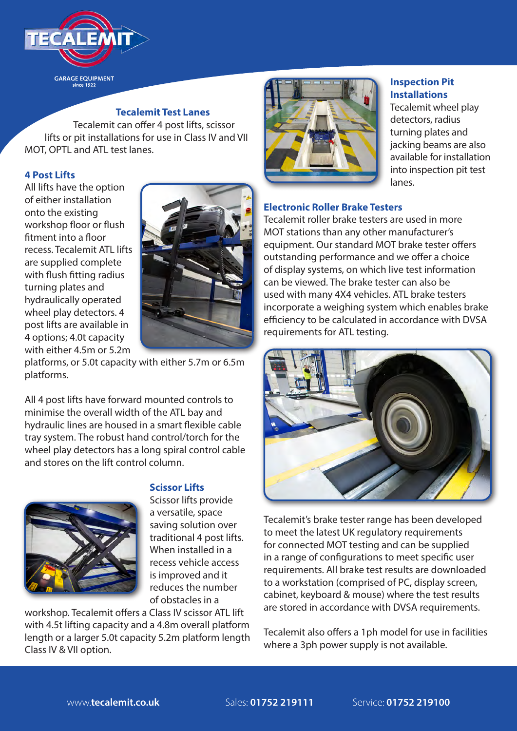## Tecalemit Test Lanes

Tecalemit can offer 4 post lifts, scissor lifts or pit installations for use in Class IV and VII MOT, OPTL and ATL test lanes.

### 4 Post Lifts

All lifts have the option of either installation onto the existing workshop floor or flush fitment into a floor recess. Tecalemit ATL lifts are supplied complete with flush fitting radius turning plates and hydraulically operated wheel play detectors. 4 post lifts are available in 4 options; 4.0t capacity with either 4.5m or 5.2m platforms, or 5.0t capacity with either 5.7m or 6.5m platforms.

All 4 post lifts have forward mounted controls to minimise the overall width of the ATL bay and hydraulic lines are housed in a smart flexible cable tray system. The robust hand control/torch for the wheel play detectors has a long spiral control cable and stores on the lift control column.

### Scissor Lifts

Scissor lifts provide a versatile, space saving solution over traditional 4 post lifts. When installed in a recess vehicle access is improved and it reduces the number of obstacles in a workshop. Tecalemit offers a Class IV scissor ATL lift with 4.5t lifting capacity and a 4.8m overall platform length or a larger 5.0t capacity 5.2m platform length Class IV & VII option.

### Inspection Pit Installations

Tecalemit wheel play detectors, radius turning plates and jacking beams are also available for installation into inspection pit test lanes.

### Electronic Roller Brake Testers

Tecalemit roller brake testers are used in more MOT stations than any other manufacturer's equipment. Our standard MOT brake tester offers outstanding performance and we offer a choice of display systems, on which live test information can be viewed. The brake tester can also be used with many 4X4 vehicles. ATL brake testers incorporate a weighing system which enables brake efficiency to be calculated in accordance with DVSA requirements for ATL testing.

Tecalemit's brake tester range has been developed to meet the latest UK regulatory requirements for connected MOT testing and can be supplied in a range of configurations to meet specific user requirements. All brake test results are downloaded to a workstation (comprised of PC, display screen, cabinet, keyboard & mouse) where the test results are stored in accordance with DVSA requirements.

Tecalemit also offers a 1ph model for use in facilities where a 3ph power supply is not available.

www.**tecalemit.co.uk** Sales: **01752 219111** Service: **01752 219100**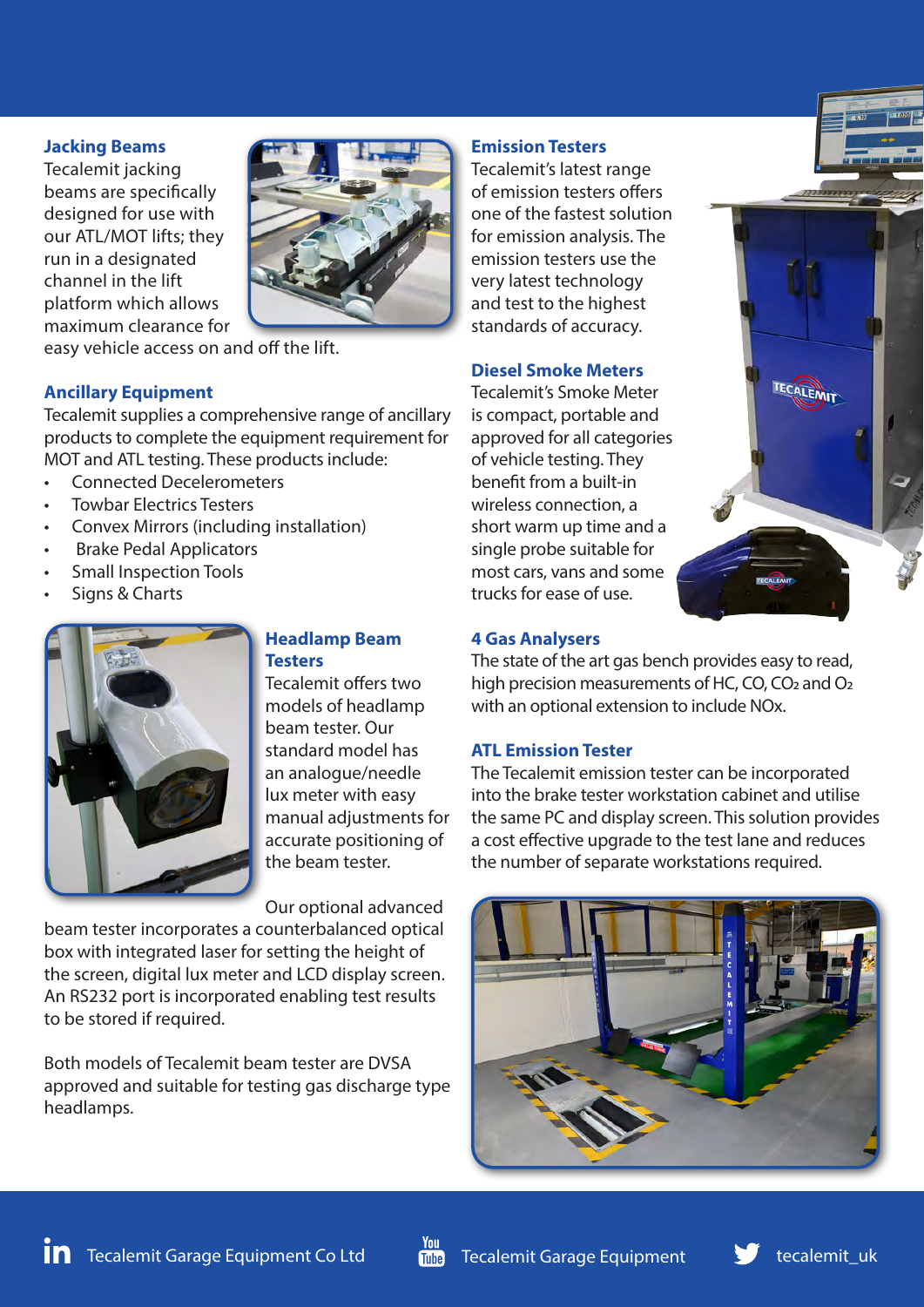### Jacking Beams

Tecalemit jacking beams are specifically designed for use with our ATL/MOT lifts; they run in a designated channel in the lift platform which allows maximum clearance for easy vehicle access on and off the lift.

### Ancillary Equipment

Tecalemit supplies a comprehensive range of ancillary products to complete the equipment requirement for MOT and ATL testing. These products include:

- Connected Decelerometers
- Towbar Electrics Testers
- Convex Mirrors (including installation)
- Brake Pedal Applicators
- Small Inspection Tools
- Signs & Charts

### Headlamp Beam Testers

Tecalemit offers two models of headlamp beam tester. Our standard model has an analogue/needle lux meter with easy manual adjustments for accurate positioning of the beam tester.

Our optional advanced beam tester incorporates a counterbalanced optical box with integrated laser for setting the height of the screen, digital lux meter and LCD display screen. An RS232 port is incorporated enabling test results to be stored if required.

Both models of Tecalemit beam tester are DVSA approved and suitable for testing gas discharge type headlamps.

### Emission Testers

Tecalemit's latest range of emission testers offers one of the fastest solution for emission analysis. The emission testers use the very latest technology and test to the highest standards of accuracy.

### Diesel Smoke Meters

Tecalemit's Smoke Meter is compact, portable and approved for all categories of vehicle testing. They benefit from a built-in wireless connection, a short warm up time and a single probe suitable for most cars, vans and some trucks for ease of use.

### 4 Gas Analysers

The state of the art gas bench provides easy to read, high precision measurements of HC, CO, $CO_2$ and $O_2$ with an optional extension to include NOx.

### ATL Emission Tester

The Tecalemit emission tester can be incorporated into the brake tester workstation cabinet and utilise the same PC and display screen. This solution provides a cost effective upgrade to the test lane and reduces the number of separate workstations required.

Tecalemit Garage Equipment Co Ltd | Tecalemit Garage Equipment | tecalemit_uk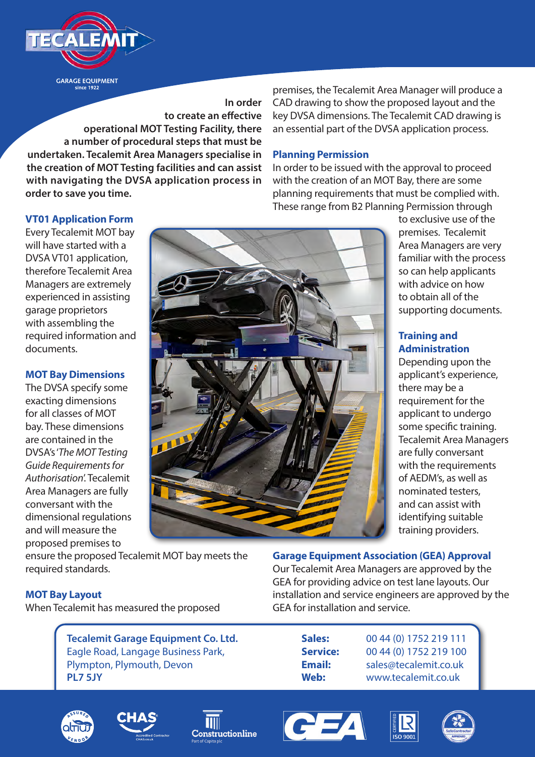**In order to create an effective operational MOT Testing Facility, there a number of procedural steps that must be undertaken. Tecalemit Area Managers specialise in the creation of MOT Testing facilities and can assist with navigating the DVSA application process in order to save you time.**

## VT01 Application Form

Every Tecalemit MOT bay will have started with a DVSA VT01 application, therefore Tecalemit Area Managers are extremely experienced in assisting garage proprietors with assembling the required information and documents.

## MOT Bay Dimensions

The DVSA specify some exacting dimensions for all classes of MOT bay. These dimensions are contained in the DVSA's '*The MOT Testing Guide Requirements for Authorisation*'. Tecalemit Area Managers are fully conversant with the dimensional regulations and will measure the proposed premises to ensure the proposed Tecalemit MOT bay meets the required standards.

## MOT Bay Layout

When Tecalemit has measured the proposed premises, the Tecalemit Area Manager will produce a CAD drawing to show the proposed layout and the key DVSA dimensions. The Tecalemit CAD drawing is an essential part of the DVSA application process.

## Planning Permission

In order to be issued with the approval to proceed with the creation of an MOT Bay, there are some planning requirements that must be complied with. These range from B2 Planning Permission through to exclusive use of the premises. Tecalemit Area Managers are very familiar with the process so can help applicants with advice on how to obtain all of the supporting documents.

## Training and Administration

Depending upon the applicant's experience, there may be a requirement for the applicant to undergo some specific training. Tecalemit Area Managers are fully conversant with the requirements of AEDM's, as well as nominated testers, and can assist with identifying suitable training providers.

## Garage Equipment Association (GEA) Approval

Our Tecalemit Area Managers are approved by the GEA for providing advice on test lane layouts. Our installation and service engineers are approved by the GEA for installation and service.

**Tecalemit Garage Equipment Co. Ltd.**
Eagle Road, Langage Business Park,
Plympton, Plymouth, Devon
**PL7 5JY**

**Sales:** 00 44 (0) 1752 219 111
**Service:** 00 44 (0) 1752 219 100
**Email:** sales@tecalemit.co.uk
**Web:** www.tecalemit.co.uk